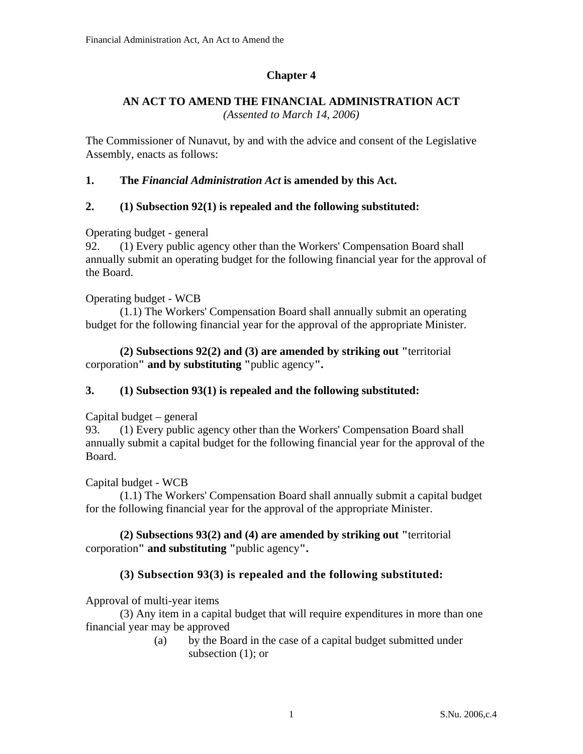# Chapter 4

## AN ACT TO AMEND THE FINANCIAL ADMINISTRATION ACT

*(Assented to March 14, 2006)*

The Commissioner of Nunavut, by and with the advice and consent of the Legislative Assembly, enacts as follows:

**1. The *Financial Administration Act* is amended by this Act.**

**2. (1) Subsection 92(1) is repealed and the following substituted:**

Operating budget - general

92. (1) Every public agency other than the Workers' Compensation Board shall annually submit an operating budget for the following financial year for the approval of the Board.

Operating budget - WCB

(1.1) The Workers' Compensation Board shall annually submit an operating budget for the following financial year for the approval of the appropriate Minister.

**(2) Subsections 92(2) and (3) are amended by striking out "**territorial corporation**" and by substituting "**public agency**".**

**3. (1) Subsection 93(1) is repealed and the following substituted:**

Capital budget – general

93. (1) Every public agency other than the Workers' Compensation Board shall annually submit a capital budget for the following financial year for the approval of the Board.

Capital budget - WCB

(1.1) The Workers' Compensation Board shall annually submit a capital budget for the following financial year for the approval of the appropriate Minister.

**(2) Subsections 93(2) and (4) are amended by striking out "**territorial corporation**" and substituting "**public agency**".**

**(3) Subsection 93(3) is repealed and the following substituted:**

Approval of multi-year items

(3) Any item in a capital budget that will require expenditures in more than one financial year may be approved

(a) by the Board in the case of a capital budget submitted under subsection (1); or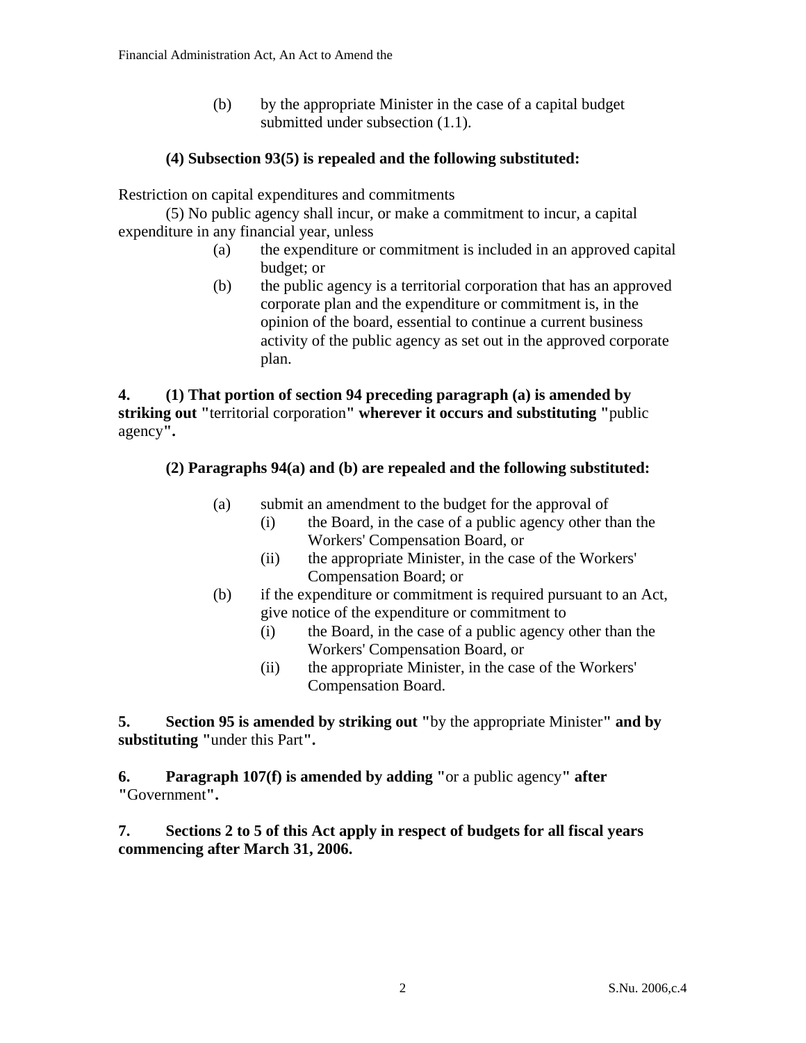(b) by the appropriate Minister in the case of a capital budget submitted under subsection (1.1).

**(4) Subsection 93(5) is repealed and the following substituted:**

Restriction on capital expenditures and commitments

(5) No public agency shall incur, or make a commitment to incur, a capital expenditure in any financial year, unless

(a) the expenditure or commitment is included in an approved capital budget; or

(b) the public agency is a territorial corporation that has an approved corporate plan and the expenditure or commitment is, in the opinion of the board, essential to continue a current business activity of the public agency as set out in the approved corporate plan.

**4. (1) That portion of section 94 preceding paragraph (a) is amended by striking out "**territorial corporation**" wherever it occurs and substituting "**public agency**".**

**(2) Paragraphs 94(a) and (b) are repealed and the following substituted:**

(a) submit an amendment to the budget for the approval of

(i) the Board, in the case of a public agency other than the Workers' Compensation Board, or

(ii) the appropriate Minister, in the case of the Workers' Compensation Board; or

(b) if the expenditure or commitment is required pursuant to an Act, give notice of the expenditure or commitment to

(i) the Board, in the case of a public agency other than the Workers' Compensation Board, or

(ii) the appropriate Minister, in the case of the Workers' Compensation Board.

**5. Section 95 is amended by striking out "**by the appropriate Minister**" and by substituting "**under this Part**".**

**6. Paragraph 107(f) is amended by adding "**or a public agency**" after "**Government**".**

**7. Sections 2 to 5 of this Act apply in respect of budgets for all fiscal years commencing after March 31, 2006.**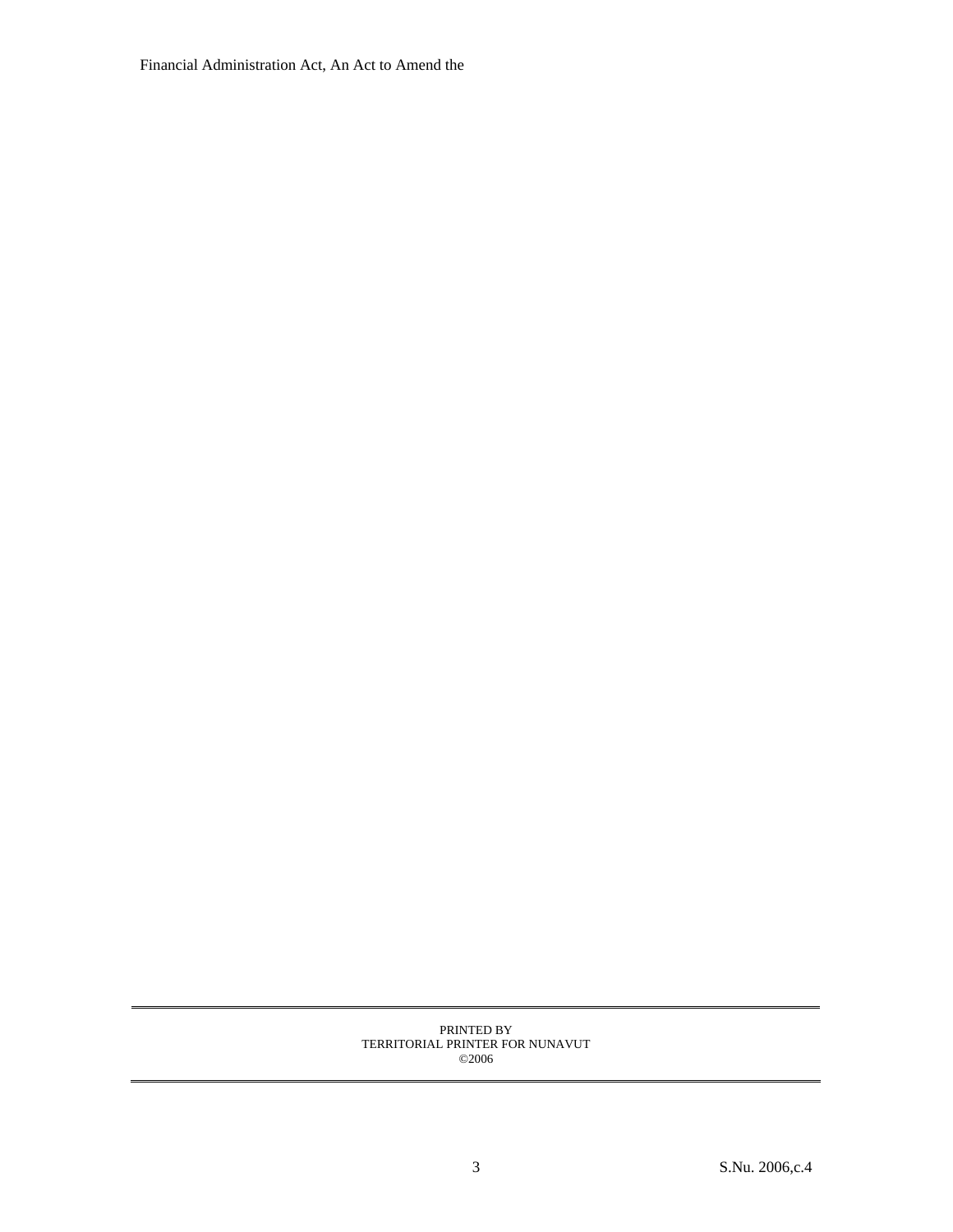PRINTED BY
TERRITORIAL PRINTER FOR NUNAVUT
©2006